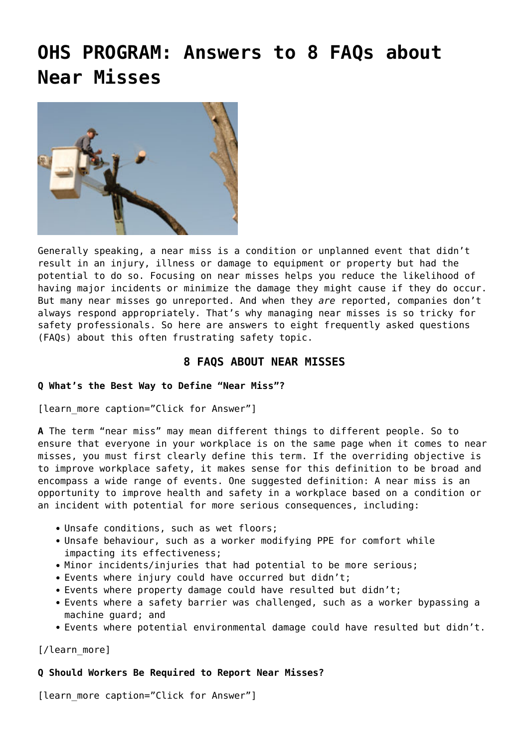# OHS PROGRAM: Answers to 8 FAQs about Near Misses

Generally speaking, a near miss is a condition or unplanned event that didn't result in an injury, illness or damage to equipment or property but had the potential to do so. Focusing on near misses helps you reduce the likelihood of having major incidents or minimize the damage they might cause if they do occur. But many near misses go unreported. And when they *are* reported, companies don't always respond appropriately. That's why managing near misses is so tricky for safety professionals. So here are answers to eight frequently asked questions (FAQs) about this often frustrating safety topic.

### 8 FAQS ABOUT NEAR MISSES

**Q What's the Best Way to Define "Near Miss"?**

[learn_more caption="Click for Answer"]

**A** The term "near miss" may mean different things to different people. So to ensure that everyone in your workplace is on the same page when it comes to near misses, you must first clearly define this term. If the overriding objective is to improve workplace safety, it makes sense for this definition to be broad and encompass a wide range of events. One suggested definition: A near miss is an opportunity to improve health and safety in a workplace based on a condition or an incident with potential for more serious consequences, including:

- Unsafe conditions, such as wet floors;
- Unsafe behaviour, such as a worker modifying PPE for comfort while impacting its effectiveness;
- Minor incidents/injuries that had potential to be more serious;
- Events where injury could have occurred but didn't;
- Events where property damage could have resulted but didn't;
- Events where a safety barrier was challenged, such as a worker bypassing a machine guard; and
- Events where potential environmental damage could have resulted but didn't.

[/learn_more]

**Q Should Workers Be Required to Report Near Misses?**

[learn_more caption="Click for Answer"]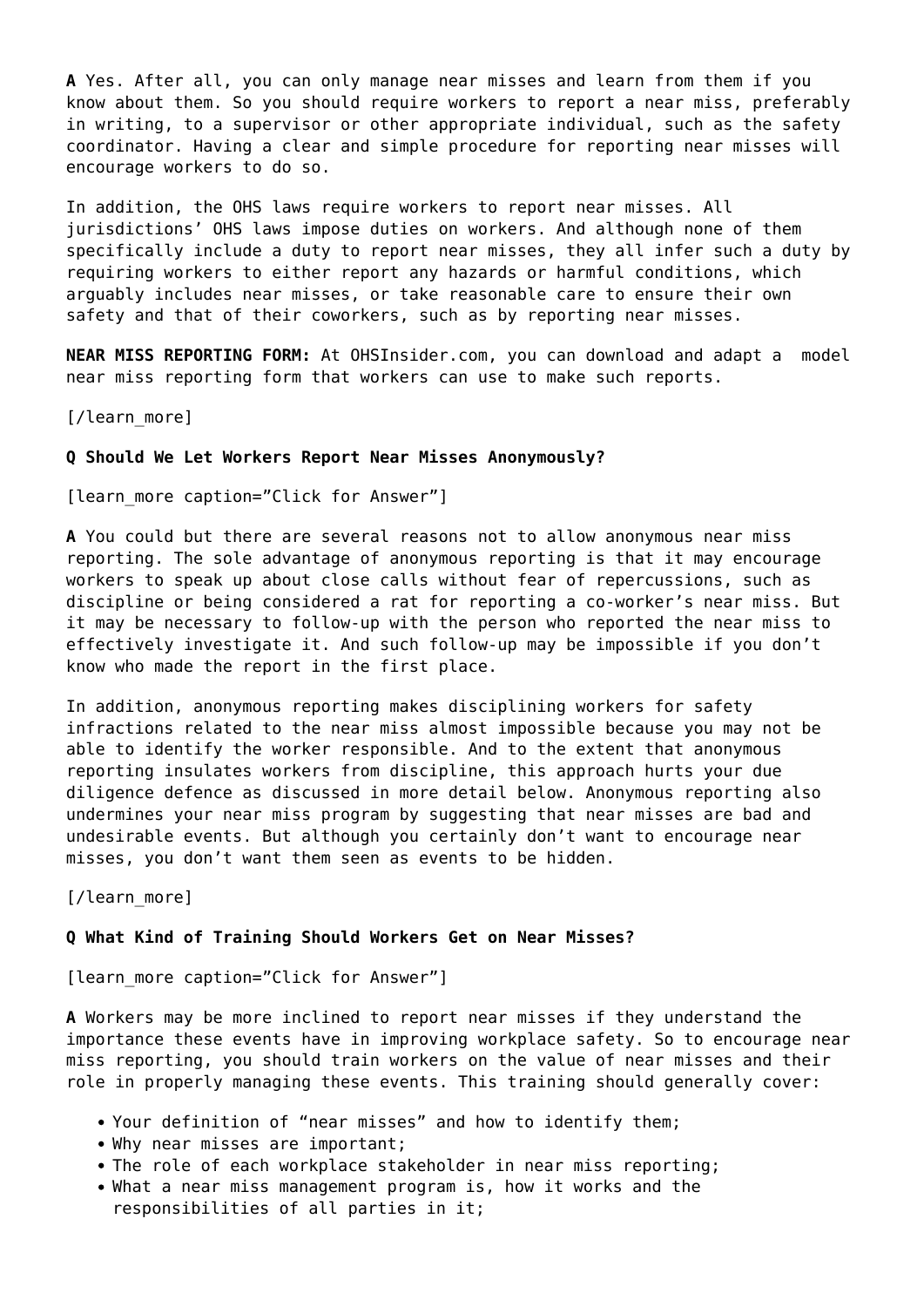**A** Yes. After all, you can only manage near misses and learn from them if you know about them. So you should require workers to report a near miss, preferably in writing, to a supervisor or other appropriate individual, such as the safety coordinator. Having a clear and simple procedure for reporting near misses will encourage workers to do so.

In addition, the OHS laws require workers to report near misses. All jurisdictions' OHS laws impose duties on workers. And although none of them specifically include a duty to report near misses, they all infer such a duty by requiring workers to either report any hazards or harmful conditions, which arguably includes near misses, or take reasonable care to ensure their own safety and that of their coworkers, such as by reporting near misses.

**NEAR MISS REPORTING FORM:** At OHSInsider.com, you can download and adapt a model near miss reporting form that workers can use to make such reports.

[/learn_more]

**Q Should We Let Workers Report Near Misses Anonymously?**

[learn_more caption="Click for Answer"]

**A** You could but there are several reasons not to allow anonymous near miss reporting. The sole advantage of anonymous reporting is that it may encourage workers to speak up about close calls without fear of repercussions, such as discipline or being considered a rat for reporting a co-worker's near miss. But it may be necessary to follow-up with the person who reported the near miss to effectively investigate it. And such follow-up may be impossible if you don't know who made the report in the first place.

In addition, anonymous reporting makes disciplining workers for safety infractions related to the near miss almost impossible because you may not be able to identify the worker responsible. And to the extent that anonymous reporting insulates workers from discipline, this approach hurts your due diligence defence as discussed in more detail below. Anonymous reporting also undermines your near miss program by suggesting that near misses are bad and undesirable events. But although you certainly don't want to encourage near misses, you don't want them seen as events to be hidden.

[/learn_more]

**Q What Kind of Training Should Workers Get on Near Misses?**

[learn_more caption="Click for Answer"]

**A** Workers may be more inclined to report near misses if they understand the importance these events have in improving workplace safety. So to encourage near miss reporting, you should train workers on the value of near misses and their role in properly managing these events. This training should generally cover:

- Your definition of "near misses" and how to identify them;
- Why near misses are important;
- The role of each workplace stakeholder in near miss reporting;
- What a near miss management program is, how it works and the responsibilities of all parties in it;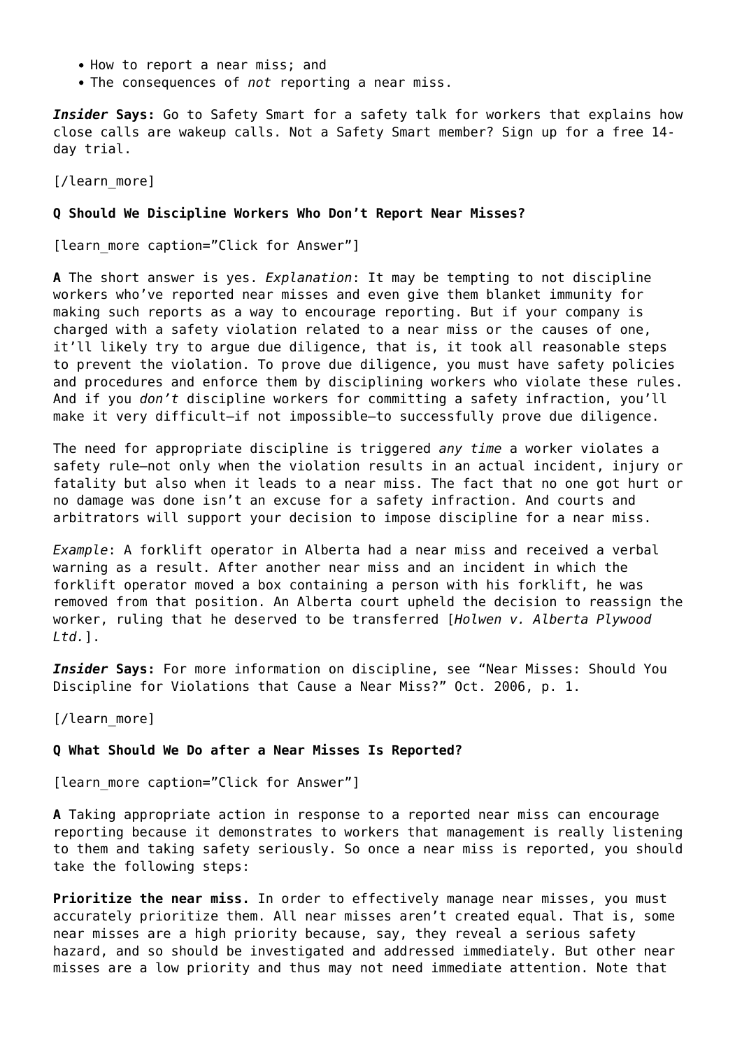- How to report a near miss; and
- The consequences of *not* reporting a near miss.

***Insider* Says:** Go to Safety Smart for a safety talk for workers that explains how close calls are wakeup calls. Not a Safety Smart member? Sign up for a free 14-day trial.

[/learn_more]

**Q Should We Discipline Workers Who Don't Report Near Misses?**

[learn_more caption="Click for Answer"]

**A** The short answer is yes. *Explanation*: It may be tempting to not discipline workers who've reported near misses and even give them blanket immunity for making such reports as a way to encourage reporting. But if your company is charged with a safety violation related to a near miss or the causes of one, it'll likely try to argue due diligence, that is, it took all reasonable steps to prevent the violation. To prove due diligence, you must have safety policies and procedures and enforce them by disciplining workers who violate these rules. And if you *don't* discipline workers for committing a safety infraction, you'll make it very difficult—if not impossible—to successfully prove due diligence.

The need for appropriate discipline is triggered *any time* a worker violates a safety rule—not only when the violation results in an actual incident, injury or fatality but also when it leads to a near miss. The fact that no one got hurt or no damage was done isn't an excuse for a safety infraction. And courts and arbitrators will support your decision to impose discipline for a near miss.

*Example*: A forklift operator in Alberta had a near miss and received a verbal warning as a result. After another near miss and an incident in which the forklift operator moved a box containing a person with his forklift, he was removed from that position. An Alberta court upheld the decision to reassign the worker, ruling that he deserved to be transferred [*Holwen v. Alberta Plywood Ltd.*].

***Insider* Says:** For more information on discipline, see "Near Misses: Should You Discipline for Violations that Cause a Near Miss?" Oct. 2006, p. 1.

[/learn_more]

**Q What Should We Do after a Near Misses Is Reported?**

[learn_more caption="Click for Answer"]

**A** Taking appropriate action in response to a reported near miss can encourage reporting because it demonstrates to workers that management is really listening to them and taking safety seriously. So once a near miss is reported, you should take the following steps:

**Prioritize the near miss.** In order to effectively manage near misses, you must accurately prioritize them. All near misses aren't created equal. That is, some near misses are a high priority because, say, they reveal a serious safety hazard, and so should be investigated and addressed immediately. But other near misses are a low priority and thus may not need immediate attention. Note that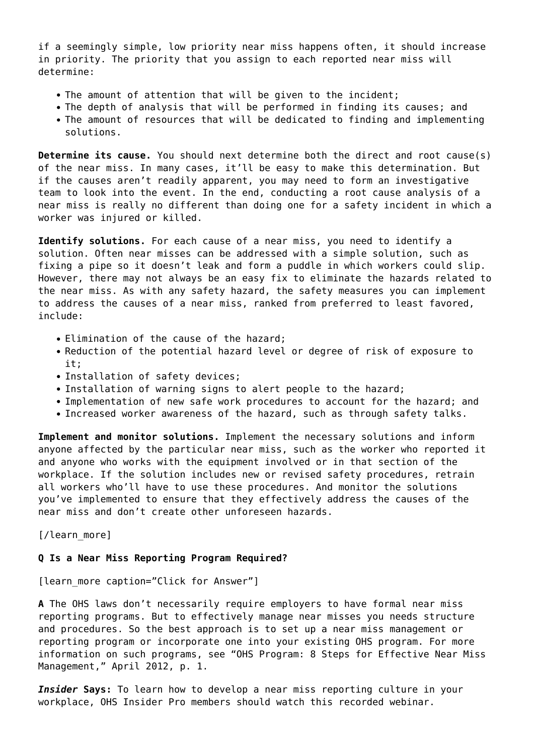if a seemingly simple, low priority near miss happens often, it should increase in priority. The priority that you assign to each reported near miss will determine:

- The amount of attention that will be given to the incident;
- The depth of analysis that will be performed in finding its causes; and
- The amount of resources that will be dedicated to finding and implementing solutions.

**Determine its cause.** You should next determine both the direct and root cause(s) of the near miss. In many cases, it'll be easy to make this determination. But if the causes aren't readily apparent, you may need to form an investigative team to look into the event. In the end, conducting a root cause analysis of a near miss is really no different than doing one for a safety incident in which a worker was injured or killed.

**Identify solutions.** For each cause of a near miss, you need to identify a solution. Often near misses can be addressed with a simple solution, such as fixing a pipe so it doesn't leak and form a puddle in which workers could slip. However, there may not always be an easy fix to eliminate the hazards related to the near miss. As with any safety hazard, the safety measures you can implement to address the causes of a near miss, ranked from preferred to least favored, include:

- Elimination of the cause of the hazard;
- Reduction of the potential hazard level or degree of risk of exposure to it;
- Installation of safety devices;
- Installation of warning signs to alert people to the hazard;
- Implementation of new safe work procedures to account for the hazard; and
- Increased worker awareness of the hazard, such as through safety talks.

**Implement and monitor solutions.** Implement the necessary solutions and inform anyone affected by the particular near miss, such as the worker who reported it and anyone who works with the equipment involved or in that section of the workplace. If the solution includes new or revised safety procedures, retrain all workers who'll have to use these procedures. And monitor the solutions you've implemented to ensure that they effectively address the causes of the near miss and don't create other unforeseen hazards.

[/learn_more]

**Q Is a Near Miss Reporting Program Required?**

[learn_more caption="Click for Answer"]

**A** The OHS laws don't necessarily require employers to have formal near miss reporting programs. But to effectively manage near misses you needs structure and procedures. So the best approach is to set up a near miss management or reporting program or incorporate one into your existing OHS program. For more information on such programs, see "OHS Program: 8 Steps for Effective Near Miss Management," April 2012, p. 1.

***Insider* Says:** To learn how to develop a near miss reporting culture in your workplace, OHS Insider Pro members should watch this recorded webinar.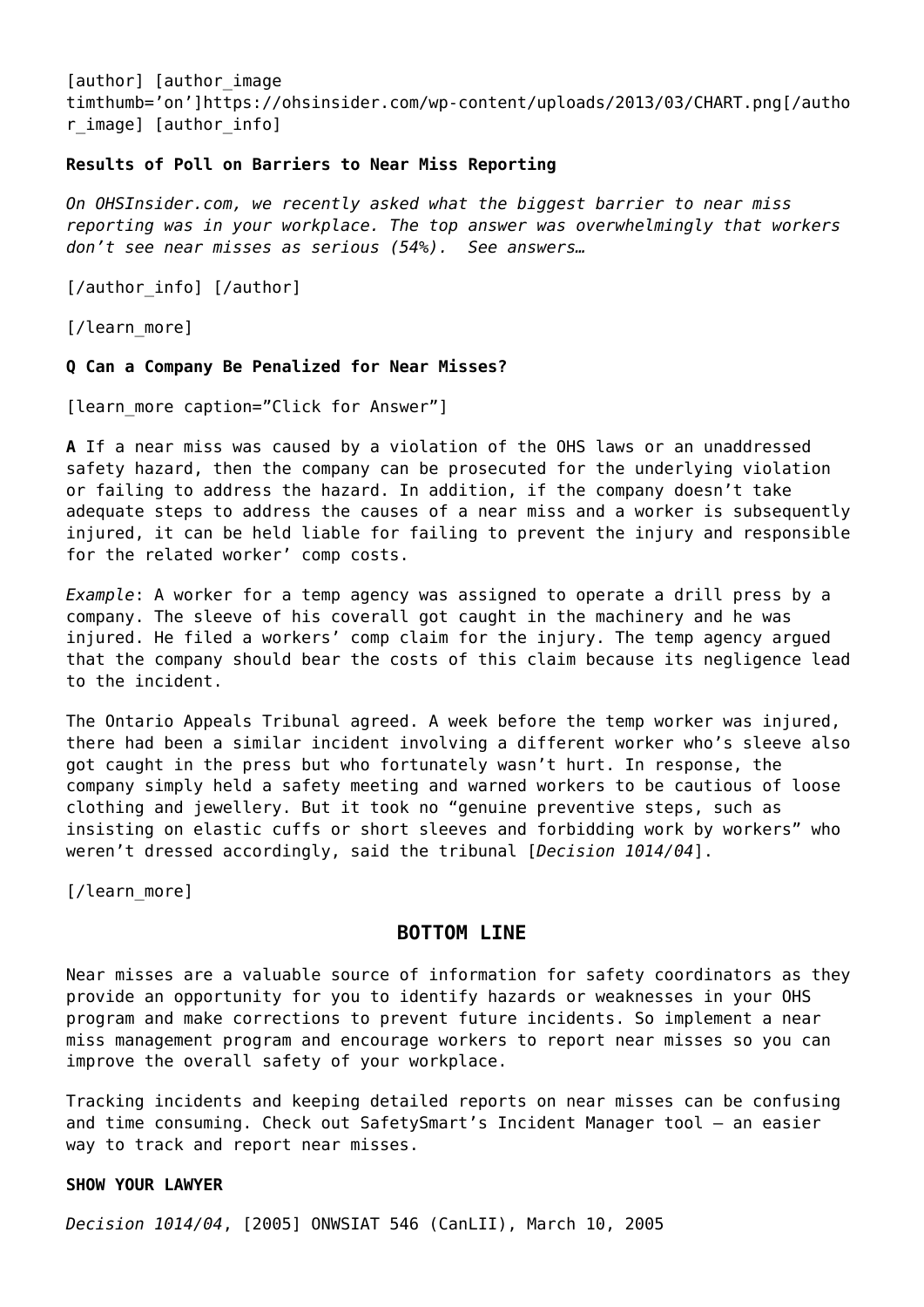[author] [author_image timthumb='on']https://ohsinsider.com/wp-content/uploads/2013/03/CHART.png[/author_image] [author_info]

**Results of Poll on Barriers to Near Miss Reporting**

*On OHSInsider.com, we recently asked what the biggest barrier to near miss reporting was in your workplace. The top answer was overwhelmingly that workers don't see near misses as serious (54%). See answers…*

[/author_info] [/author]

[/learn_more]

**Q Can a Company Be Penalized for Near Misses?**

[learn_more caption="Click for Answer"]

**A** If a near miss was caused by a violation of the OHS laws or an unaddressed safety hazard, then the company can be prosecuted for the underlying violation or failing to address the hazard. In addition, if the company doesn't take adequate steps to address the causes of a near miss and a worker is subsequently injured, it can be held liable for failing to prevent the injury and responsible for the related worker' comp costs.

*Example*: A worker for a temp agency was assigned to operate a drill press by a company. The sleeve of his coverall got caught in the machinery and he was injured. He filed a workers' comp claim for the injury. The temp agency argued that the company should bear the costs of this claim because its negligence lead to the incident.

The Ontario Appeals Tribunal agreed. A week before the temp worker was injured, there had been a similar incident involving a different worker who's sleeve also got caught in the press but who fortunately wasn't hurt. In response, the company simply held a safety meeting and warned workers to be cautious of loose clothing and jewellery. But it took no "genuine preventive steps, such as insisting on elastic cuffs or short sleeves and forbidding work by workers" who weren't dressed accordingly, said the tribunal [*Decision 1014/04*].

[/learn_more]

## BOTTOM LINE

Near misses are a valuable source of information for safety coordinators as they provide an opportunity for you to identify hazards or weaknesses in your OHS program and make corrections to prevent future incidents. So implement a near miss management program and encourage workers to report near misses so you can improve the overall safety of your workplace.

Tracking incidents and keeping detailed reports on near misses can be confusing and time consuming. Check out SafetySmart's Incident Manager tool – an easier way to track and report near misses.

**SHOW YOUR LAWYER**

*Decision 1014/04*, [2005] ONWSIAT 546 (CanLII), March 10, 2005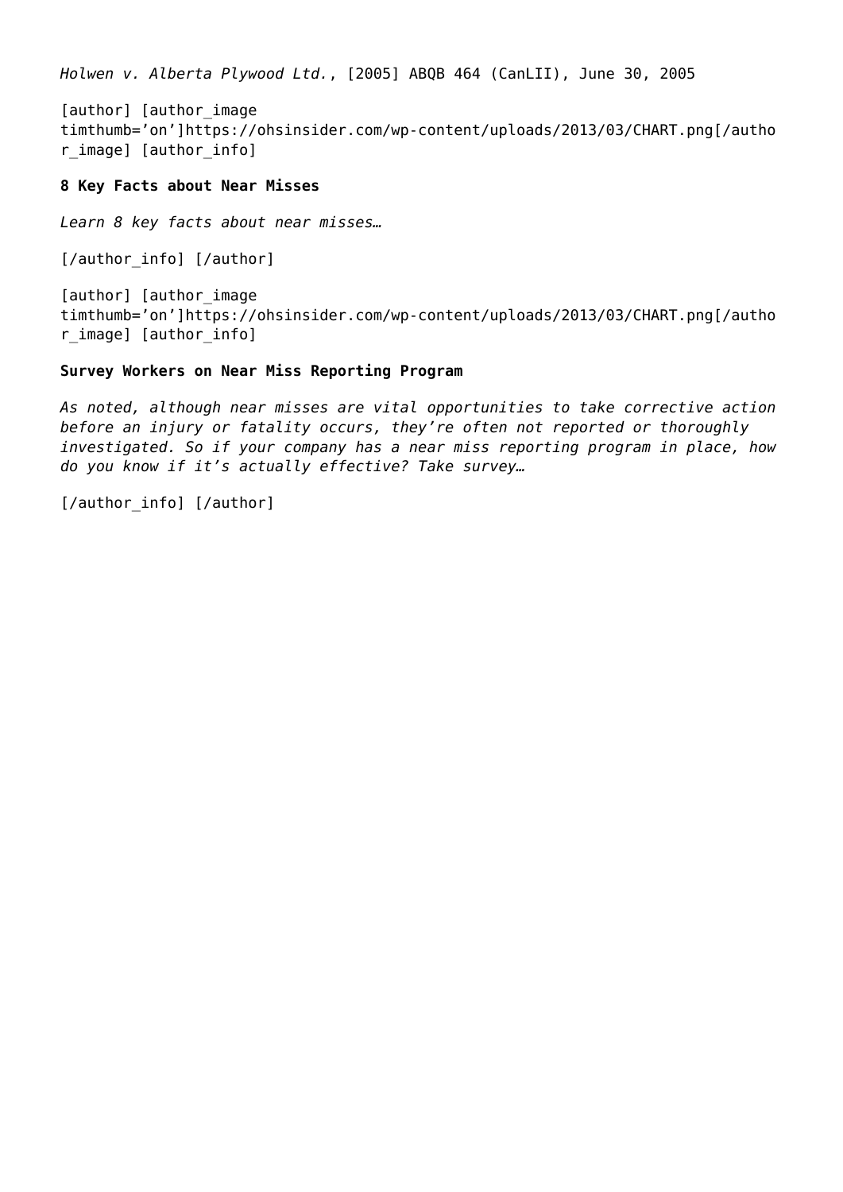*Holwen v. Alberta Plywood Ltd.*, [2005] ABQB 464 (CanLII), June 30, 2005

[author] [author_image timthumb='on']https://ohsinsider.com/wp-content/uploads/2013/03/CHART.png[/author_image] [author_info]

**8 Key Facts about Near Misses**

*Learn 8 key facts about near misses…*

[/author_info] [/author]

[author] [author_image timthumb='on']https://ohsinsider.com/wp-content/uploads/2013/03/CHART.png[/author_image] [author_info]

**Survey Workers on Near Miss Reporting Program**

*As noted, although near misses are vital opportunities to take corrective action before an injury or fatality occurs, they're often not reported or thoroughly investigated. So if your company has a near miss reporting program in place, how do you know if it's actually effective? Take survey…*

[/author_info] [/author]